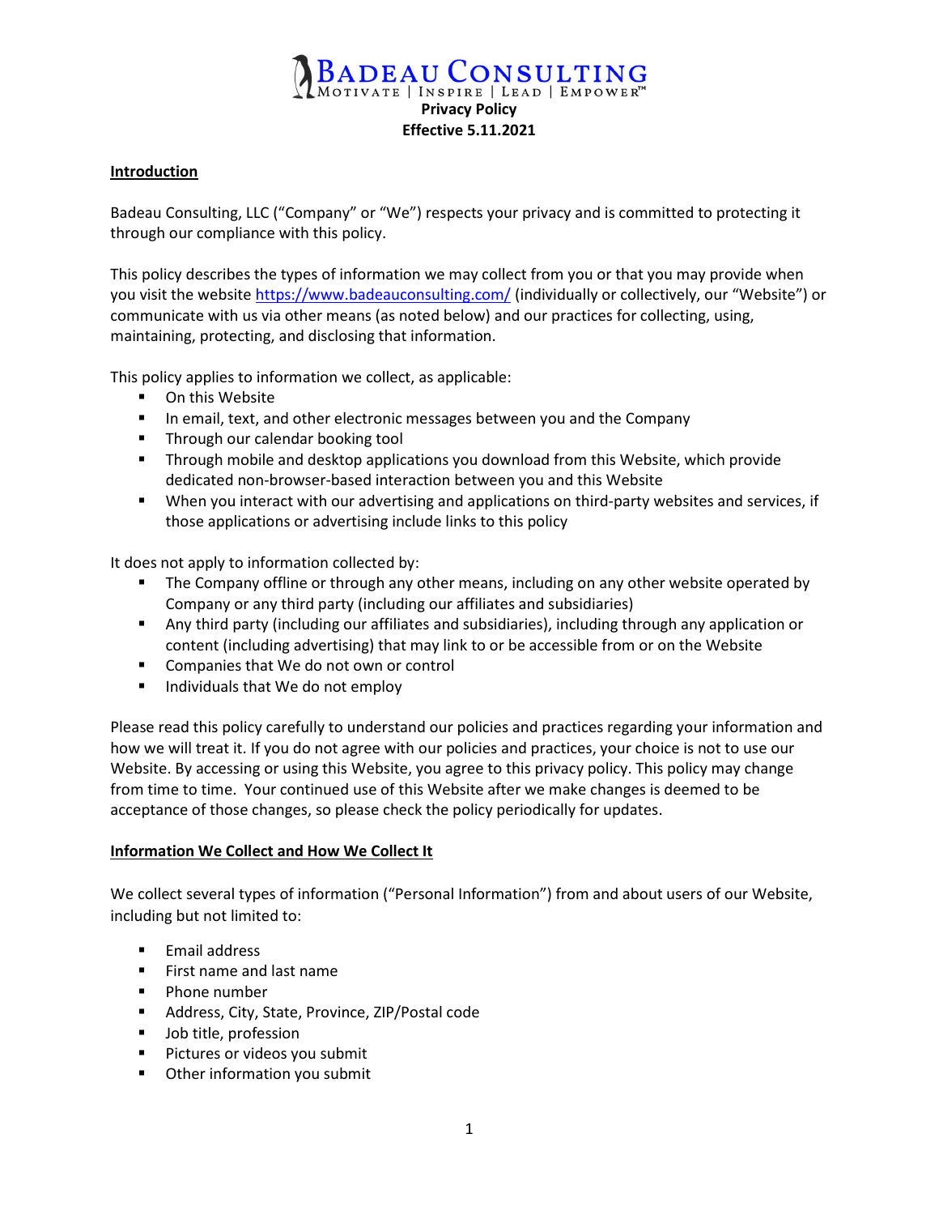# Badeau Consulting

Motivate | Inspire | Lead | Empower™

**Privacy Policy**

**Effective 5.11.2021**

## Introduction

Badeau Consulting, LLC ("Company" or "We") respects your privacy and is committed to protecting it through our compliance with this policy.

This policy describes the types of information we may collect from you or that you may provide when you visit the website https://www.badeauconsulting.com/ (individually or collectively, our "Website") or communicate with us via other means (as noted below) and our practices for collecting, using, maintaining, protecting, and disclosing that information.

This policy applies to information we collect, as applicable:

- On this Website
- In email, text, and other electronic messages between you and the Company
- Through our calendar booking tool
- Through mobile and desktop applications you download from this Website, which provide dedicated non-browser-based interaction between you and this Website
- When you interact with our advertising and applications on third-party websites and services, if those applications or advertising include links to this policy

It does not apply to information collected by:

- The Company offline or through any other means, including on any other website operated by Company or any third party (including our affiliates and subsidiaries)
- Any third party (including our affiliates and subsidiaries), including through any application or content (including advertising) that may link to or be accessible from or on the Website
- Companies that We do not own or control
- Individuals that We do not employ

Please read this policy carefully to understand our policies and practices regarding your information and how we will treat it. If you do not agree with our policies and practices, your choice is not to use our Website. By accessing or using this Website, you agree to this privacy policy. This policy may change from time to time. Your continued use of this Website after we make changes is deemed to be acceptance of those changes, so please check the policy periodically for updates.

## Information We Collect and How We Collect It

We collect several types of information ("Personal Information") from and about users of our Website, including but not limited to:

- Email address
- First name and last name
- Phone number
- Address, City, State, Province, ZIP/Postal code
- Job title, profession
- Pictures or videos you submit
- Other information you submit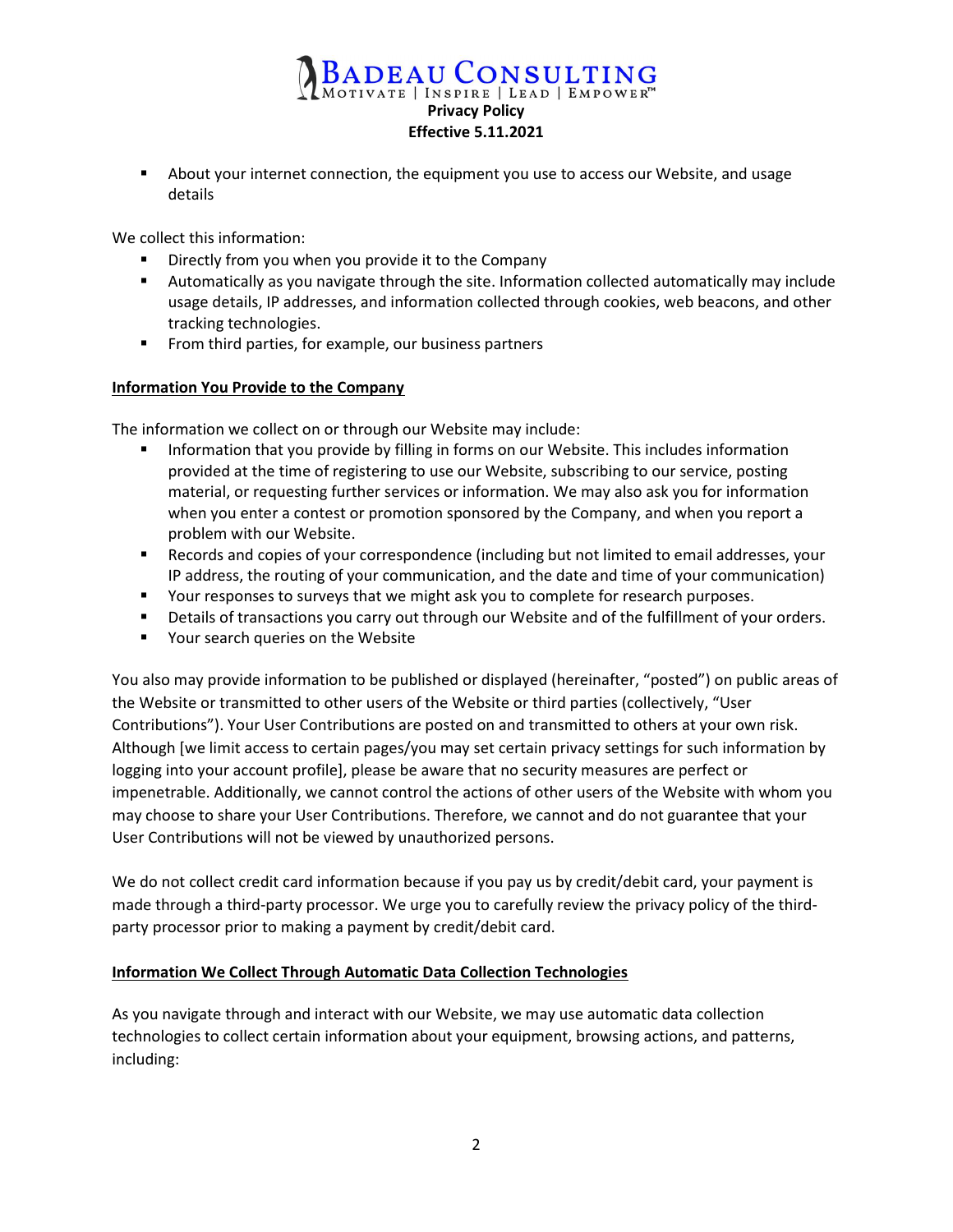- About your internet connection, the equipment you use to access our Website, and usage details

We collect this information:

- Directly from you when you provide it to the Company
- Automatically as you navigate through the site. Information collected automatically may include usage details, IP addresses, and information collected through cookies, web beacons, and other tracking technologies.
- From third parties, for example, our business partners

**Information You Provide to the Company**

The information we collect on or through our Website may include:

- Information that you provide by filling in forms on our Website. This includes information provided at the time of registering to use our Website, subscribing to our service, posting material, or requesting further services or information. We may also ask you for information when you enter a contest or promotion sponsored by the Company, and when you report a problem with our Website.
- Records and copies of your correspondence (including but not limited to email addresses, your IP address, the routing of your communication, and the date and time of your communication)
- Your responses to surveys that we might ask you to complete for research purposes.
- Details of transactions you carry out through our Website and of the fulfillment of your orders.
- Your search queries on the Website

You also may provide information to be published or displayed (hereinafter, "posted") on public areas of the Website or transmitted to other users of the Website or third parties (collectively, "User Contributions"). Your User Contributions are posted on and transmitted to others at your own risk. Although [we limit access to certain pages/you may set certain privacy settings for such information by logging into your account profile], please be aware that no security measures are perfect or impenetrable. Additionally, we cannot control the actions of other users of the Website with whom you may choose to share your User Contributions. Therefore, we cannot and do not guarantee that your User Contributions will not be viewed by unauthorized persons.

We do not collect credit card information because if you pay us by credit/debit card, your payment is made through a third-party processor. We urge you to carefully review the privacy policy of the third-party processor prior to making a payment by credit/debit card.

**Information We Collect Through Automatic Data Collection Technologies**

As you navigate through and interact with our Website, we may use automatic data collection technologies to collect certain information about your equipment, browsing actions, and patterns, including: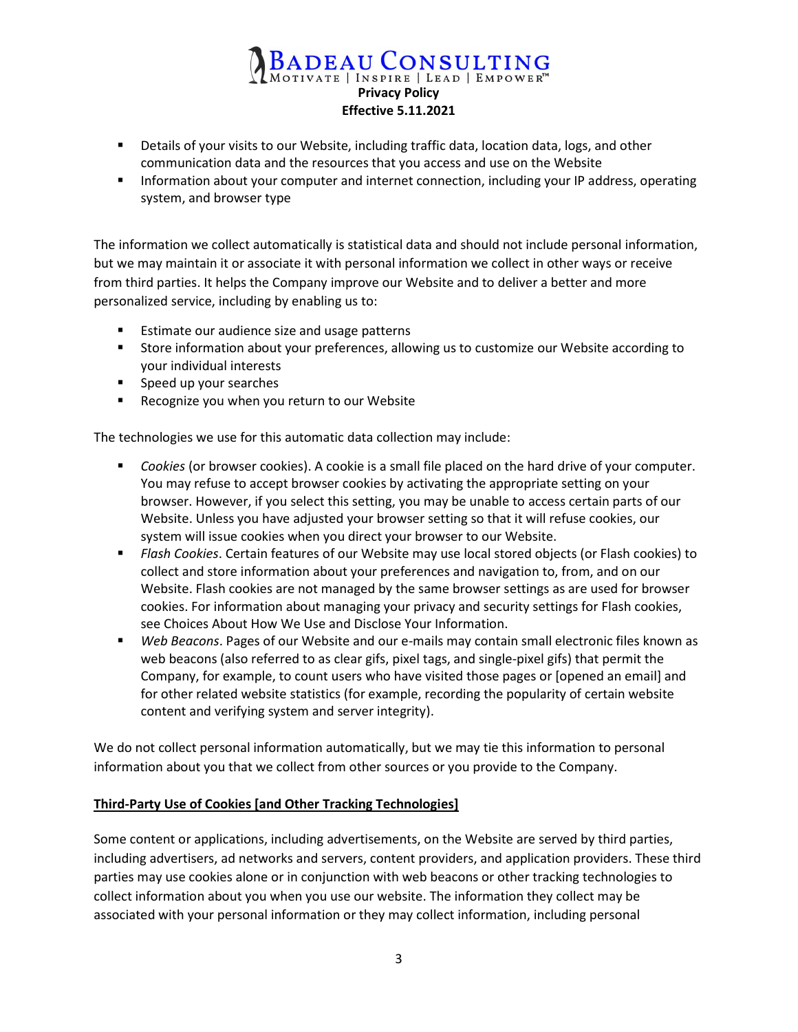- Details of your visits to our Website, including traffic data, location data, logs, and other communication data and the resources that you access and use on the Website
- Information about your computer and internet connection, including your IP address, operating system, and browser type

The information we collect automatically is statistical data and should not include personal information, but we may maintain it or associate it with personal information we collect in other ways or receive from third parties. It helps the Company improve our Website and to deliver a better and more personalized service, including by enabling us to:

- Estimate our audience size and usage patterns
- Store information about your preferences, allowing us to customize our Website according to your individual interests
- Speed up your searches
- Recognize you when you return to our Website

The technologies we use for this automatic data collection may include:

- *Cookies* (or browser cookies). A cookie is a small file placed on the hard drive of your computer. You may refuse to accept browser cookies by activating the appropriate setting on your browser. However, if you select this setting, you may be unable to access certain parts of our Website. Unless you have adjusted your browser setting so that it will refuse cookies, our system will issue cookies when you direct your browser to our Website.
- *Flash Cookies*. Certain features of our Website may use local stored objects (or Flash cookies) to collect and store information about your preferences and navigation to, from, and on our Website. Flash cookies are not managed by the same browser settings as are used for browser cookies. For information about managing your privacy and security settings for Flash cookies, see Choices About How We Use and Disclose Your Information.
- *Web Beacons*. Pages of our Website and our e-mails may contain small electronic files known as web beacons (also referred to as clear gifs, pixel tags, and single-pixel gifs) that permit the Company, for example, to count users who have visited those pages or [opened an email] and for other related website statistics (for example, recording the popularity of certain website content and verifying system and server integrity).

We do not collect personal information automatically, but we may tie this information to personal information about you that we collect from other sources or you provide to the Company.

**Third-Party Use of Cookies [and Other Tracking Technologies]**

Some content or applications, including advertisements, on the Website are served by third parties, including advertisers, ad networks and servers, content providers, and application providers. These third parties may use cookies alone or in conjunction with web beacons or other tracking technologies to collect information about you when you use our website. The information they collect may be associated with your personal information or they may collect information, including personal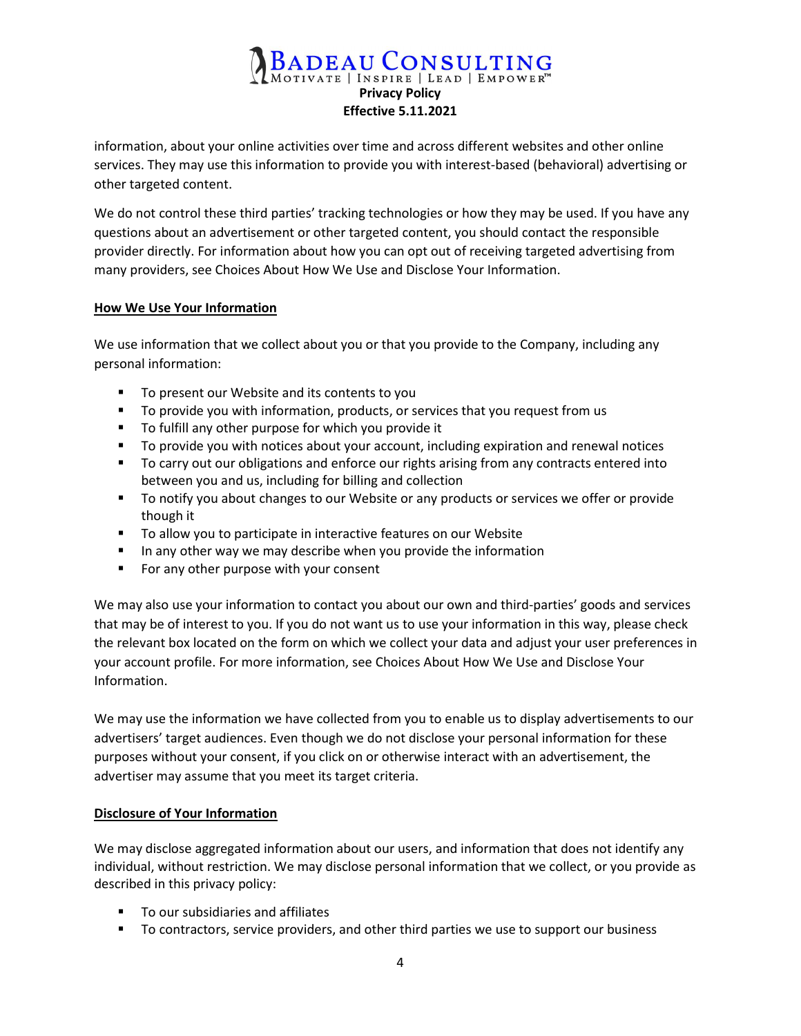information, about your online activities over time and across different websites and other online services. They may use this information to provide you with interest-based (behavioral) advertising or other targeted content.

We do not control these third parties' tracking technologies or how they may be used. If you have any questions about an advertisement or other targeted content, you should contact the responsible provider directly. For information about how you can opt out of receiving targeted advertising from many providers, see Choices About How We Use and Disclose Your Information.

## How We Use Your Information

We use information that we collect about you or that you provide to the Company, including any personal information:

- To present our Website and its contents to you
- To provide you with information, products, or services that you request from us
- To fulfill any other purpose for which you provide it
- To provide you with notices about your account, including expiration and renewal notices
- To carry out our obligations and enforce our rights arising from any contracts entered into between you and us, including for billing and collection
- To notify you about changes to our Website or any products or services we offer or provide though it
- To allow you to participate in interactive features on our Website
- In any other way we may describe when you provide the information
- For any other purpose with your consent

We may also use your information to contact you about our own and third-parties' goods and services that may be of interest to you. If you do not want us to use your information in this way, please check the relevant box located on the form on which we collect your data and adjust your user preferences in your account profile. For more information, see Choices About How We Use and Disclose Your Information.

We may use the information we have collected from you to enable us to display advertisements to our advertisers' target audiences. Even though we do not disclose your personal information for these purposes without your consent, if you click on or otherwise interact with an advertisement, the advertiser may assume that you meet its target criteria.

## Disclosure of Your Information

We may disclose aggregated information about our users, and information that does not identify any individual, without restriction. We may disclose personal information that we collect, or you provide as described in this privacy policy:

- To our subsidiaries and affiliates
- To contractors, service providers, and other third parties we use to support our business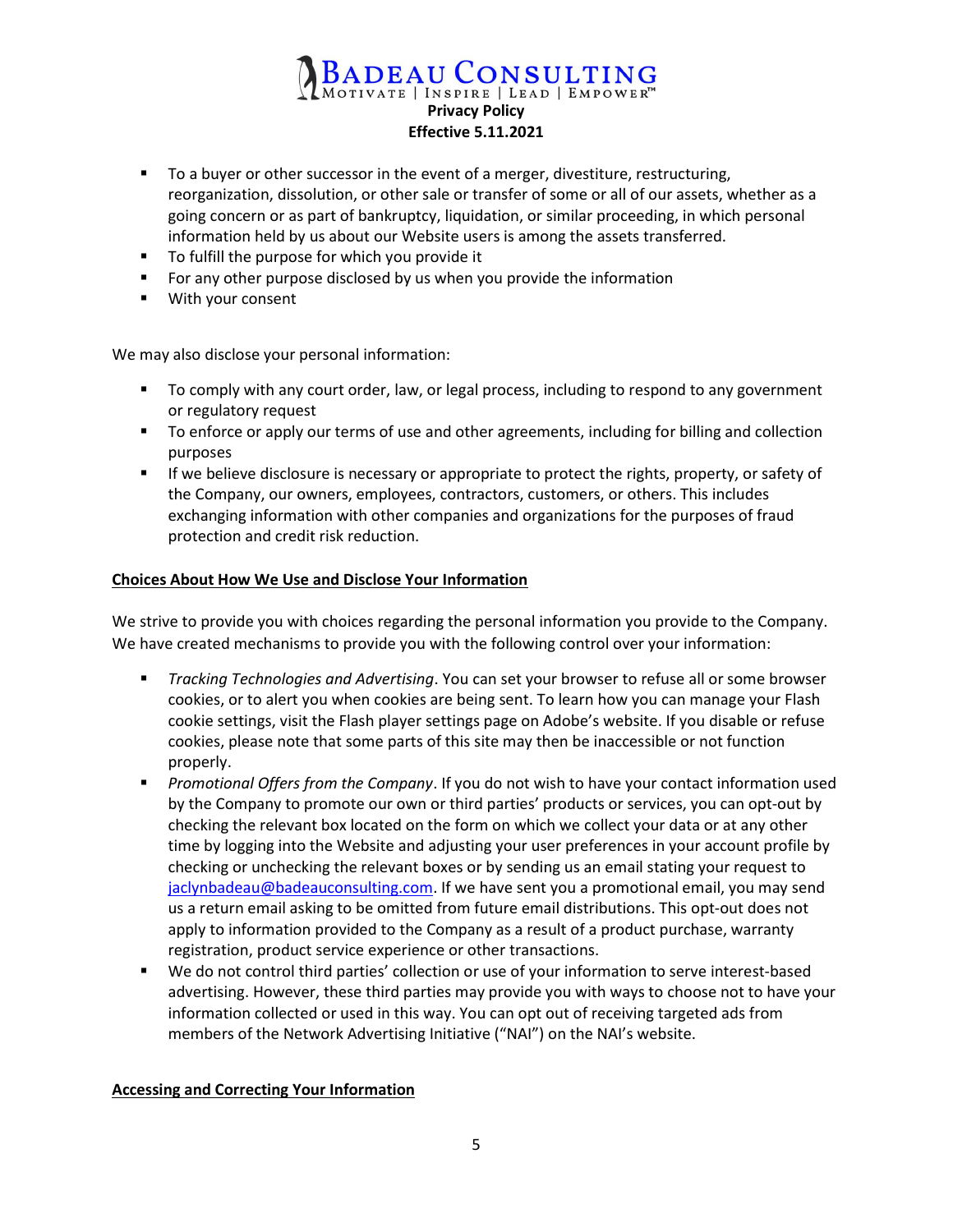- To a buyer or other successor in the event of a merger, divestiture, restructuring, reorganization, dissolution, or other sale or transfer of some or all of our assets, whether as a going concern or as part of bankruptcy, liquidation, or similar proceeding, in which personal information held by us about our Website users is among the assets transferred.
- To fulfill the purpose for which you provide it
- For any other purpose disclosed by us when you provide the information
- With your consent

We may also disclose your personal information:

- To comply with any court order, law, or legal process, including to respond to any government or regulatory request
- To enforce or apply our terms of use and other agreements, including for billing and collection purposes
- If we believe disclosure is necessary or appropriate to protect the rights, property, or safety of the Company, our owners, employees, contractors, customers, or others. This includes exchanging information with other companies and organizations for the purposes of fraud protection and credit risk reduction.

## Choices About How We Use and Disclose Your Information

We strive to provide you with choices regarding the personal information you provide to the Company. We have created mechanisms to provide you with the following control over your information:

- *Tracking Technologies and Advertising*. You can set your browser to refuse all or some browser cookies, or to alert you when cookies are being sent. To learn how you can manage your Flash cookie settings, visit the Flash player settings page on Adobe's website. If you disable or refuse cookies, please note that some parts of this site may then be inaccessible or not function properly.
- *Promotional Offers from the Company*. If you do not wish to have your contact information used by the Company to promote our own or third parties' products or services, you can opt-out by checking the relevant box located on the form on which we collect your data or at any other time by logging into the Website and adjusting your user preferences in your account profile by checking or unchecking the relevant boxes or by sending us an email stating your request to jaclynbadeau@badeauconsulting.com. If we have sent you a promotional email, you may send us a return email asking to be omitted from future email distributions. This opt-out does not apply to information provided to the Company as a result of a product purchase, warranty registration, product service experience or other transactions.
- We do not control third parties' collection or use of your information to serve interest-based advertising. However, these third parties may provide you with ways to choose not to have your information collected or used in this way. You can opt out of receiving targeted ads from members of the Network Advertising Initiative ("NAI") on the NAI's website.

## Accessing and Correcting Your Information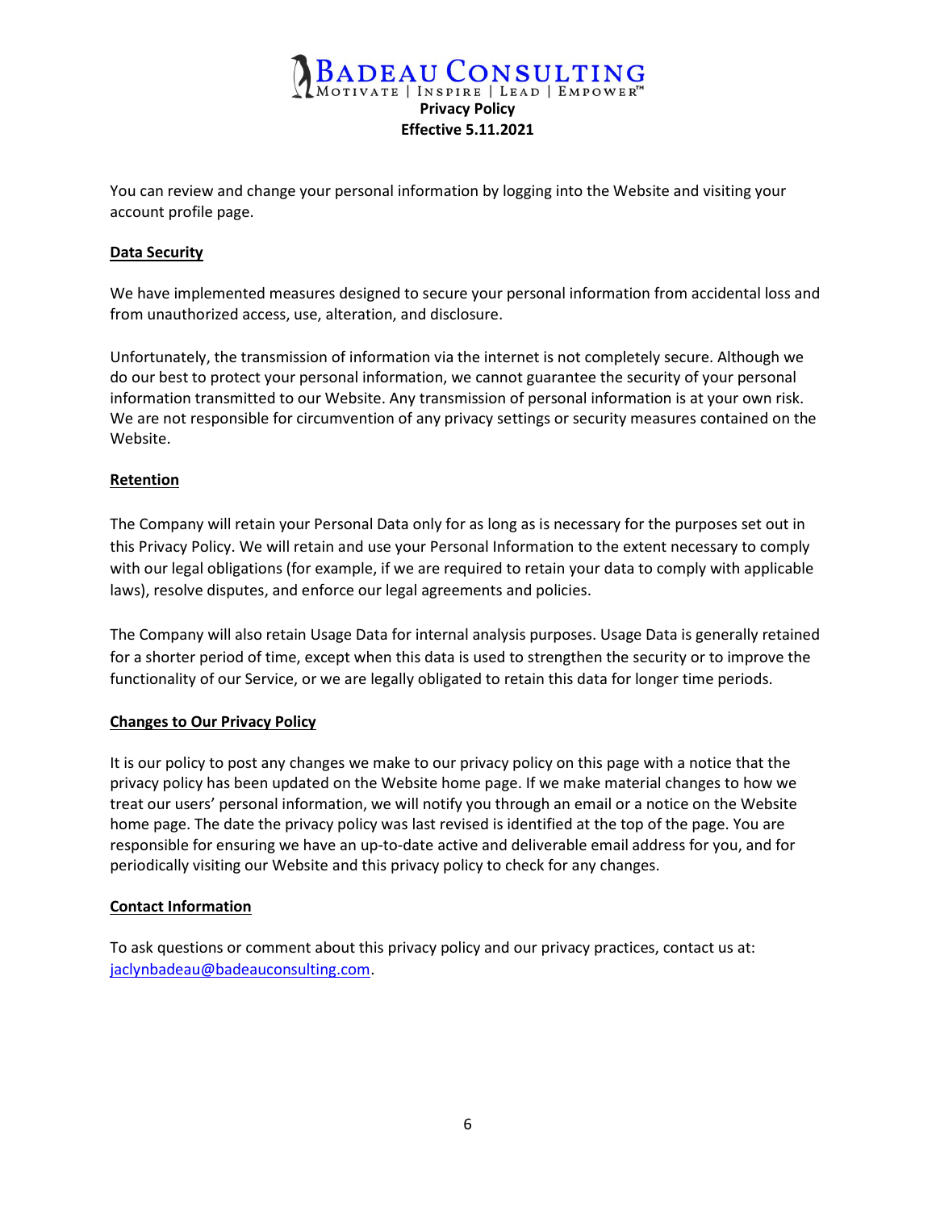You can review and change your personal information by logging into the Website and visiting your account profile page.

**Data Security**

We have implemented measures designed to secure your personal information from accidental loss and from unauthorized access, use, alteration, and disclosure.

Unfortunately, the transmission of information via the internet is not completely secure. Although we do our best to protect your personal information, we cannot guarantee the security of your personal information transmitted to our Website. Any transmission of personal information is at your own risk. We are not responsible for circumvention of any privacy settings or security measures contained on the Website.

**Retention**

The Company will retain your Personal Data only for as long as is necessary for the purposes set out in this Privacy Policy. We will retain and use your Personal Information to the extent necessary to comply with our legal obligations (for example, if we are required to retain your data to comply with applicable laws), resolve disputes, and enforce our legal agreements and policies.

The Company will also retain Usage Data for internal analysis purposes. Usage Data is generally retained for a shorter period of time, except when this data is used to strengthen the security or to improve the functionality of our Service, or we are legally obligated to retain this data for longer time periods.

**Changes to Our Privacy Policy**

It is our policy to post any changes we make to our privacy policy on this page with a notice that the privacy policy has been updated on the Website home page. If we make material changes to how we treat our users' personal information, we will notify you through an email or a notice on the Website home page. The date the privacy policy was last revised is identified at the top of the page. You are responsible for ensuring we have an up-to-date active and deliverable email address for you, and for periodically visiting our Website and this privacy policy to check for any changes.

**Contact Information**

To ask questions or comment about this privacy policy and our privacy practices, contact us at: jaclynbadeau@badeauconsulting.com.